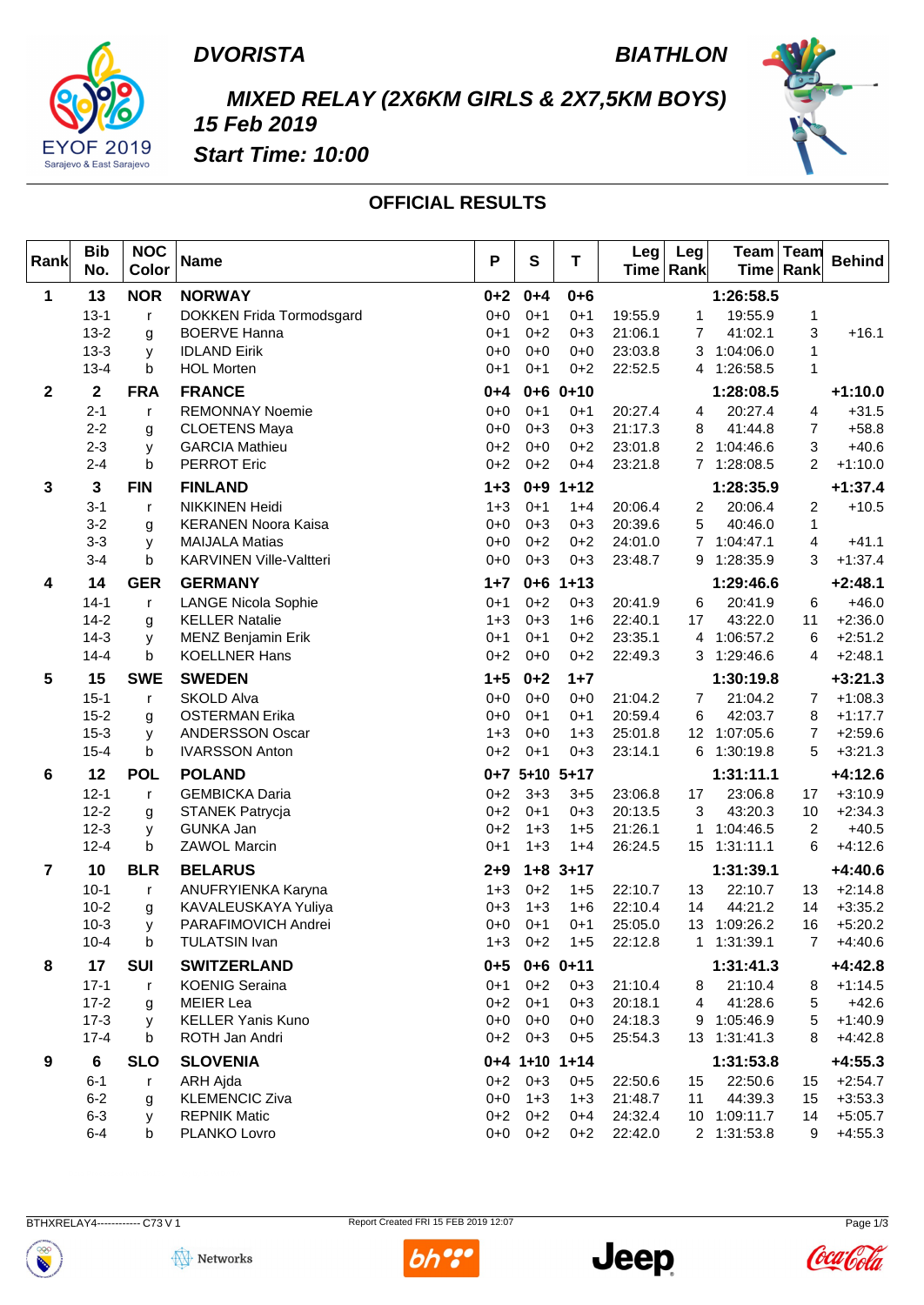**DVORISTA** **BIATHLON**

EYOF 2019 Sarajevo & East Sarajevo

## *MIXED RELAY (2X6KM GIRLS & 2X7,5KM BOYS)*

***15 Feb 2019***

***Start Time: 10:00***

## OFFICIAL RESULTS

| Rank | Bib No. | NOC Color | Name | P | S | T | Leg Time | Leg Rank | Team Time | Team Rank | Behind |
|---|---|---|---|---|---|---|---|---|---|---|---|
| **1** | **13** | **NOR** | **NORWAY** | **0+2** | **0+4** | **0+6** | | | **1:26:58.5** | | |
| | 13-1 | r | DOKKEN Frida Tormodsgard | 0+0 | 0+1 | 0+1 | 19:55.9 | 1 | 19:55.9 | 1 | |
| | 13-2 | g | BOERVE Hanna | 0+1 | 0+2 | 0+3 | 21:06.1 | 7 | 41:02.1 | 3 | +16.1 |
| | 13-3 | y | IDLAND Eirik | 0+0 | 0+0 | 0+0 | 23:03.8 | 3 | 1:04:06.0 | 1 | |
| | 13-4 | b | HOL Morten | 0+1 | 0+1 | 0+2 | 22:52.5 | 4 | 1:26:58.5 | 1 | |
| **2** | **2** | **FRA** | **FRANCE** | **0+4** | **0+6** | **0+10** | | | **1:28:08.5** | | **+1:10.0** |
| | 2-1 | r | REMONNAY Noemie | 0+0 | 0+1 | 0+1 | 20:27.4 | 4 | 20:27.4 | 4 | +31.5 |
| | 2-2 | g | CLOETENS Maya | 0+0 | 0+3 | 0+3 | 21:17.3 | 8 | 41:44.8 | 7 | +58.8 |
| | 2-3 | y | GARCIA Mathieu | 0+2 | 0+0 | 0+2 | 23:01.8 | 2 | 1:04:46.6 | 3 | +40.6 |
| | 2-4 | b | PERROT Eric | 0+2 | 0+2 | 0+4 | 23:21.8 | 7 | 1:28:08.5 | 2 | +1:10.0 |
| **3** | **3** | **FIN** | **FINLAND** | **1+3** | **0+9** | **1+12** | | | **1:28:35.9** | | **+1:37.4** |
| | 3-1 | r | NIKKINEN Heidi | 1+3 | 0+1 | 1+4 | 20:06.4 | 2 | 20:06.4 | 2 | +10.5 |
| | 3-2 | g | KERANEN Noora Kaisa | 0+0 | 0+3 | 0+3 | 20:39.6 | 5 | 40:46.0 | 1 | |
| | 3-3 | y | MAIJALA Matias | 0+0 | 0+2 | 0+2 | 24:01.0 | 7 | 1:04:47.1 | 4 | +41.1 |
| | 3-4 | b | KARVINEN Ville-Valtteri | 0+0 | 0+3 | 0+3 | 23:48.7 | 9 | 1:28:35.9 | 3 | +1:37.4 |
| **4** | **14** | **GER** | **GERMANY** | **1+7** | **0+6** | **1+13** | | | **1:29:46.6** | | **+2:48.1** |
| | 14-1 | r | LANGE Nicola Sophie | 0+1 | 0+2 | 0+3 | 20:41.9 | 6 | 20:41.9 | 6 | +46.0 |
| | 14-2 | g | KELLER Natalie | 1+3 | 0+3 | 1+6 | 22:40.1 | 17 | 43:22.0 | 11 | +2:36.0 |
| | 14-3 | y | MENZ Benjamin Erik | 0+1 | 0+1 | 0+2 | 23:35.1 | 4 | 1:06:57.2 | 6 | +2:51.2 |
| | 14-4 | b | KOELLNER Hans | 0+2 | 0+0 | 0+2 | 22:49.3 | 3 | 1:29:46.6 | 4 | +2:48.1 |
| **5** | **15** | **SWE** | **SWEDEN** | **1+5** | **0+2** | **1+7** | | | **1:30:19.8** | | **+3:21.3** |
| | 15-1 | r | SKOLD Alva | 0+0 | 0+0 | 0+0 | 21:04.2 | 7 | 21:04.2 | 7 | +1:08.3 |
| | 15-2 | g | OSTERMAN Erika | 0+0 | 0+1 | 0+1 | 20:59.4 | 6 | 42:03.7 | 8 | +1:17.7 |
| | 15-3 | y | ANDERSSON Oscar | 1+3 | 0+0 | 1+3 | 25:01.8 | 12 | 1:07:05.6 | 7 | +2:59.6 |
| | 15-4 | b | IVARSSON Anton | 0+2 | 0+1 | 0+3 | 23:14.1 | 6 | 1:30:19.8 | 5 | +3:21.3 |
| **6** | **12** | **POL** | **POLAND** | **0+7** | **5+10** | **5+17** | | | **1:31:11.1** | | **+4:12.6** |
| | 12-1 | r | GEMBICKA Daria | 0+2 | 3+3 | 3+5 | 23:06.8 | 17 | 23:06.8 | 17 | +3:10.9 |
| | 12-2 | g | STANEK Patrycja | 0+2 | 0+1 | 0+3 | 20:13.5 | 3 | 43:20.3 | 10 | +2:34.3 |
| | 12-3 | y | GUNKA Jan | 0+2 | 1+3 | 1+5 | 21:26.1 | 1 | 1:04:46.5 | 2 | +40.5 |
| | 12-4 | b | ZAWOL Marcin | 0+1 | 1+3 | 1+4 | 26:24.5 | 15 | 1:31:11.1 | 6 | +4:12.6 |
| **7** | **10** | **BLR** | **BELARUS** | **2+9** | **1+8** | **3+17** | | | **1:31:39.1** | | **+4:40.6** |
| | 10-1 | r | ANUFRYIENKA Karyna | 1+3 | 0+2 | 1+5 | 22:10.7 | 13 | 22:10.7 | 13 | +2:14.8 |
| | 10-2 | g | KAVALEUSKAYA Yuliya | 0+3 | 1+3 | 1+6 | 22:10.4 | 14 | 44:21.2 | 14 | +3:35.2 |
| | 10-3 | y | PARAFIMOVICH Andrei | 0+0 | 0+1 | 0+1 | 25:05.0 | 13 | 1:09:26.2 | 16 | +5:20.2 |
| | 10-4 | b | TULATSIN Ivan | 1+3 | 0+2 | 1+5 | 22:12.8 | 1 | 1:31:39.1 | 7 | +4:40.6 |
| **8** | **17** | **SUI** | **SWITZERLAND** | **0+5** | **0+6** | **0+11** | | | **1:31:41.3** | | **+4:42.8** |
| | 17-1 | r | KOENIG Seraina | 0+1 | 0+2 | 0+3 | 21:10.4 | 8 | 21:10.4 | 8 | +1:14.5 |
| | 17-2 | g | MEIER Lea | 0+2 | 0+1 | 0+3 | 20:18.1 | 4 | 41:28.6 | 5 | +42.6 |
| | 17-3 | y | KELLER Yanis Kuno | 0+0 | 0+0 | 0+0 | 24:18.3 | 9 | 1:05:46.9 | 5 | +1:40.9 |
| | 17-4 | b | ROTH Jan Andri | 0+2 | 0+3 | 0+5 | 25:54.3 | 13 | 1:31:41.3 | 8 | +4:42.8 |
| **9** | **6** | **SLO** | **SLOVENIA** | **0+4** | **1+10** | **1+14** | | | **1:31:53.8** | | **+4:55.3** |
| | 6-1 | r | ARH Ajda | 0+2 | 0+3 | 0+5 | 22:50.6 | 15 | 22:50.6 | 15 | +2:54.7 |
| | 6-2 | g | KLEMENCIC Ziva | 0+0 | 1+3 | 1+3 | 21:48.7 | 11 | 44:39.3 | 15 | +3:53.3 |
| | 6-3 | y | REPNIK Matic | 0+2 | 0+2 | 0+4 | 24:32.4 | 10 | 1:09:11.7 | 14 | +5:05.7 |
| | 6-4 | b | PLANKO Lovro | 0+0 | 0+2 | 0+2 | 22:42.0 | 2 | 1:31:53.8 | 9 | +4:55.3 |

BTHXRELAY4------------ C73 V 1 Report Created FRI 15 FEB 2019 12:07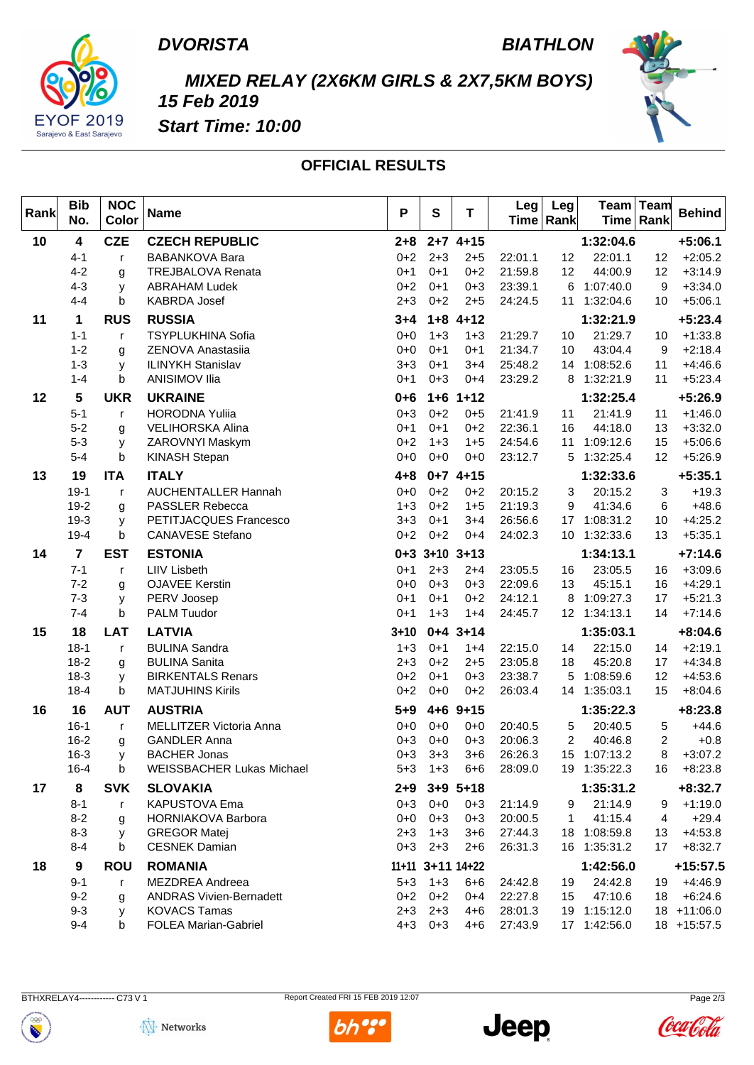**DVORISTA** **BIATHLON**

## MIXED RELAY (2X6KM GIRLS & 2X7,5KM BOYS)

**15 Feb 2019**

**Start Time: 10:00**

### OFFICIAL RESULTS

| Rank | Bib No. | NOC Color | Name | P | S | T | Leg Time | Leg Rank | Team Time | Team Rank | Behind |
|---|---|---|---|---|---|---|---|---|---|---|---|
| **10** | **4** | **CZE** | **CZECH REPUBLIC** | **2+8** | **2+7** | **4+15** | | | **1:32:04.6** | | **+5:06.1** |
| | 4-1 | r | BABANKOVA Bara | 0+2 | 2+3 | 2+5 | 22:01.1 | 12 | 22:01.1 | 12 | +2:05.2 |
| | 4-2 | g | TREJBALOVA Renata | 0+1 | 0+1 | 0+2 | 21:59.8 | 12 | 44:00.9 | 12 | +3:14.9 |
| | 4-3 | y | ABRAHAM Ludek | 0+2 | 0+1 | 0+3 | 23:39.1 | 6 | 1:07:40.0 | 9 | +3:34.0 |
| | 4-4 | b | KABRDA Josef | 2+3 | 0+2 | 2+5 | 24:24.5 | 11 | 1:32:04.6 | 10 | +5:06.1 |
| **11** | **1** | **RUS** | **RUSSIA** | **3+4** | **1+8** | **4+12** | | | **1:32:21.9** | | **+5:23.4** |
| | 1-1 | r | TSYPLUKHINA Sofia | 0+0 | 1+3 | 1+3 | 21:29.7 | 10 | 21:29.7 | 10 | +1:33.8 |
| | 1-2 | g | ZENOVA Anastasiia | 0+0 | 0+1 | 0+1 | 21:34.7 | 10 | 43:04.4 | 9 | +2:18.4 |
| | 1-3 | y | ILINYKH Stanislav | 3+3 | 0+1 | 3+4 | 25:48.2 | 14 | 1:08:52.6 | 11 | +4:46.6 |
| | 1-4 | b | ANISIMOV Ilia | 0+1 | 0+3 | 0+4 | 23:29.2 | 8 | 1:32:21.9 | 11 | +5:23.4 |
| **12** | **5** | **UKR** | **UKRAINE** | **0+6** | **1+6** | **1+12** | | | **1:32:25.4** | | **+5:26.9** |
| | 5-1 | r | HORODNA Yuliia | 0+3 | 0+2 | 0+5 | 21:41.9 | 11 | 21:41.9 | 11 | +1:46.0 |
| | 5-2 | g | VELIHORSKA Alina | 0+1 | 0+1 | 0+2 | 22:36.1 | 16 | 44:18.0 | 13 | +3:32.0 |
| | 5-3 | y | ZAROVNYI Maskym | 0+2 | 1+3 | 1+5 | 24:54.6 | 11 | 1:09:12.6 | 15 | +5:06.6 |
| | 5-4 | b | KINASH Stepan | 0+0 | 0+0 | 0+0 | 23:12.7 | 5 | 1:32:25.4 | 12 | +5:26.9 |
| **13** | **19** | **ITA** | **ITALY** | **4+8** | **0+7** | **4+15** | | | **1:32:33.6** | | **+5:35.1** |
| | 19-1 | r | AUCHENTALLER Hannah | 0+0 | 0+2 | 0+2 | 20:15.2 | 3 | 20:15.2 | 3 | +19.3 |
| | 19-2 | g | PASSLER Rebecca | 1+3 | 0+2 | 1+5 | 21:19.3 | 9 | 41:34.6 | 6 | +48.6 |
| | 19-3 | y | PETITJACQUES Francesco | 3+3 | 0+1 | 3+4 | 26:56.6 | 17 | 1:08:31.2 | 10 | +4:25.2 |
| | 19-4 | b | CANAVESE Stefano | 0+2 | 0+2 | 0+4 | 24:02.3 | 10 | 1:32:33.6 | 13 | +5:35.1 |
| **14** | **7** | **EST** | **ESTONIA** | **0+3** | **3+10** | **3+13** | | | **1:34:13.1** | | **+7:14.6** |
| | 7-1 | r | LIIV Lisbeth | 0+1 | 2+3 | 2+4 | 23:05.5 | 16 | 23:05.5 | 16 | +3:09.6 |
| | 7-2 | g | OJAVEE Kerstin | 0+0 | 0+3 | 0+3 | 22:09.6 | 13 | 45:15.1 | 16 | +4:29.1 |
| | 7-3 | y | PERV Joosep | 0+1 | 0+1 | 0+2 | 24:12.1 | 8 | 1:09:27.3 | 17 | +5:21.3 |
| | 7-4 | b | PALM Tuudor | 0+1 | 1+3 | 1+4 | 24:45.7 | 12 | 1:34:13.1 | 14 | +7:14.6 |
| **15** | **18** | **LAT** | **LATVIA** | **3+10** | **0+4** | **3+14** | | | **1:35:03.1** | | **+8:04.6** |
| | 18-1 | r | BULINA Sandra | 1+3 | 0+1 | 1+4 | 22:15.0 | 14 | 22:15.0 | 14 | +2:19.1 |
| | 18-2 | g | BULINA Sanita | 2+3 | 0+2 | 2+5 | 23:05.8 | 18 | 45:20.8 | 17 | +4:34.8 |
| | 18-3 | y | BIRKENTALS Renars | 0+2 | 0+1 | 0+3 | 23:38.7 | 5 | 1:08:59.6 | 12 | +4:53.6 |
| | 18-4 | b | MATJUHINS Kirils | 0+2 | 0+0 | 0+2 | 26:03.4 | 14 | 1:35:03.1 | 15 | +8:04.6 |
| **16** | **16** | **AUT** | **AUSTRIA** | **5+9** | **4+6** | **9+15** | | | **1:35:22.3** | | **+8:23.8** |
| | 16-1 | r | MELLITZER Victoria Anna | 0+0 | 0+0 | 0+0 | 20:40.5 | 5 | 20:40.5 | 5 | +44.6 |
| | 16-2 | g | GANDLER Anna | 0+3 | 0+0 | 0+3 | 20:06.3 | 2 | 40:46.8 | 2 | +0.8 |
| | 16-3 | y | BACHER Jonas | 0+3 | 3+3 | 3+6 | 26:26.3 | 15 | 1:07:13.2 | 8 | +3:07.2 |
| | 16-4 | b | WEISSBACHER Lukas Michael | 5+3 | 1+3 | 6+6 | 28:09.0 | 19 | 1:35:22.3 | 16 | +8:23.8 |
| **17** | **8** | **SVK** | **SLOVAKIA** | **2+9** | **3+9** | **5+18** | | | **1:35:31.2** | | **+8:32.7** |
| | 8-1 | r | KAPUSTOVA Ema | 0+3 | 0+0 | 0+3 | 21:14.9 | 9 | 21:14.9 | 9 | +1:19.0 |
| | 8-2 | g | HORNIAKOVA Barbora | 0+0 | 0+3 | 0+3 | 20:00.5 | 1 | 41:15.4 | 4 | +29.4 |
| | 8-3 | y | GREGOR Matej | 2+3 | 1+3 | 3+6 | 27:44.3 | 18 | 1:08:59.8 | 13 | +4:53.8 |
| | 8-4 | b | CESNEK Damian | 0+3 | 2+3 | 2+6 | 26:31.3 | 16 | 1:35:31.2 | 17 | +8:32.7 |
| **18** | **9** | **ROU** | **ROMANIA** | **11+11** | **3+11** | **14+22** | | | **1:42:56.0** | | **+15:57.5** |
| | 9-1 | r | MEZDREA Andreea | 5+3 | 1+3 | 6+6 | 24:42.8 | 19 | 24:42.8 | 19 | +4:46.9 |
| | 9-2 | g | ANDRAS Vivien-Bernadett | 0+2 | 0+2 | 0+4 | 22:27.8 | 15 | 47:10.6 | 18 | +6:24.6 |
| | 9-3 | y | KOVACS Tamas | 2+3 | 2+3 | 4+6 | 28:01.3 | 19 | 1:15:12.0 | 18 | +11:06.0 |
| | 9-4 | b | FOLEA Marian-Gabriel | 4+3 | 0+3 | 4+6 | 27:43.9 | 17 | 1:42:56.0 | 18 | +15:57.5 |

BTHXRELAY4------------ C73 V 1 Report Created FRI 15 FEB 2019 12:07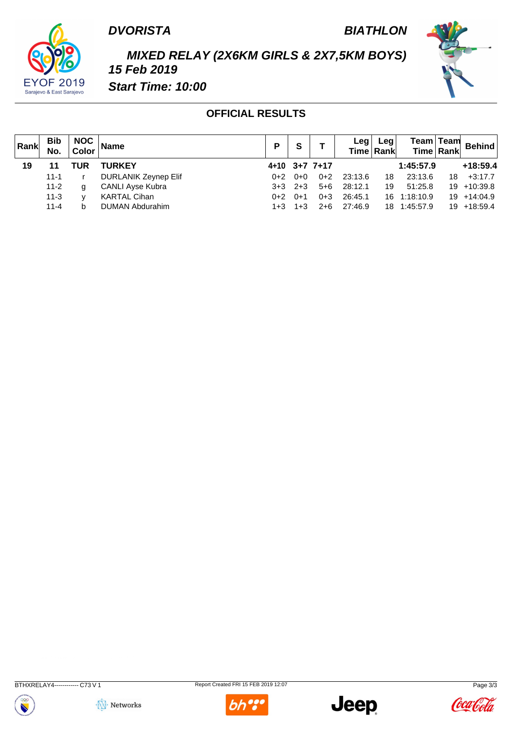**DVORISTA** **BIATHLON**

***MIXED RELAY (2X6KM GIRLS & 2X7,5KM BOYS)***
***15 Feb 2019***
***Start Time: 10:00***

## OFFICIAL RESULTS

| Rank | Bib No. | NOC Color | Name | P | S | T | Leg Time | Leg Rank | Team Time | Team Rank | Behind |
|---|---|---|---|---|---|---|---|---|---|---|---|
| **19** | **11** | **TUR** | **TURKEY** | **4+10** | **3+7** | **7+17** | | | **1:45:57.9** | | **+18:59.4** |
| | 11-1 | r | DURLANIK Zeynep Elif | 0+2 | 0+0 | 0+2 | 23:13.6 | 18 | 23:13.6 | 18 | +3:17.7 |
| | 11-2 | g | CANLI Ayse Kubra | 3+3 | 2+3 | 5+6 | 28:12.1 | 19 | 51:25.8 | 19 | +10:39.8 |
| | 11-3 | y | KARTAL Cihan | 0+2 | 0+1 | 0+3 | 26:45.1 | 16 | 1:18:10.9 | 19 | +14:04.9 |
| | 11-4 | b | DUMAN Abdurahim | 1+3 | 1+3 | 2+6 | 27:46.9 | 18 | 1:45:57.9 | 19 | +18:59.4 |

BTHXRELAY4------------ C73 V 1 Report Created FRI 15 FEB 2019 12:07